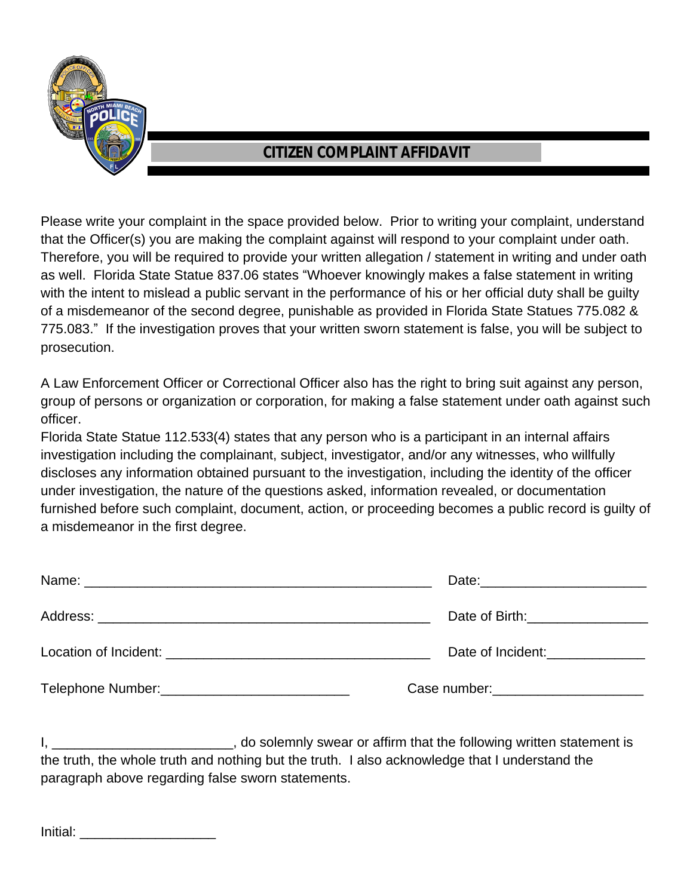# CITIZEN COMPLAINT AFFIDAVIT

Please write your complaint in the space provided below. Prior to writing your complaint, understand that the Officer(s) you are making the complaint against will respond to your complaint under oath. Therefore, you will be required to provide your written allegation / statement in writing and under oath as well. Florida State Statue 837.06 states "Whoever knowingly makes a false statement in writing with the intent to mislead a public servant in the performance of his or her official duty shall be guilty of a misdemeanor of the second degree, punishable as provided in Florida State Statues 775.082 & 775.083." If the investigation proves that your written sworn statement is false, you will be subject to prosecution.

A Law Enforcement Officer or Correctional Officer also has the right to bring suit against any person, group of persons or organization or corporation, for making a false statement under oath against such officer.

Florida State Statue 112.533(4) states that any person who is a participant in an internal affairs investigation including the complainant, subject, investigator, and/or any witnesses, who willfully discloses any information obtained pursuant to the investigation, including the identity of the officer under investigation, the nature of the questions asked, information revealed, or documentation furnished before such complaint, document, action, or proceeding becomes a public record is guilty of a misdemeanor in the first degree.

Name: ______________________________________________ Date:______________________

Address: ____________________________________________ Date of Birth:________________

Location of Incident: __________________________________ Date of Incident:_____________

Telephone Number:_________________________ Case number:____________________

I, ________________________, do solemnly swear or affirm that the following written statement is the truth, the whole truth and nothing but the truth. I also acknowledge that I understand the paragraph above regarding false sworn statements.

Initial: __________________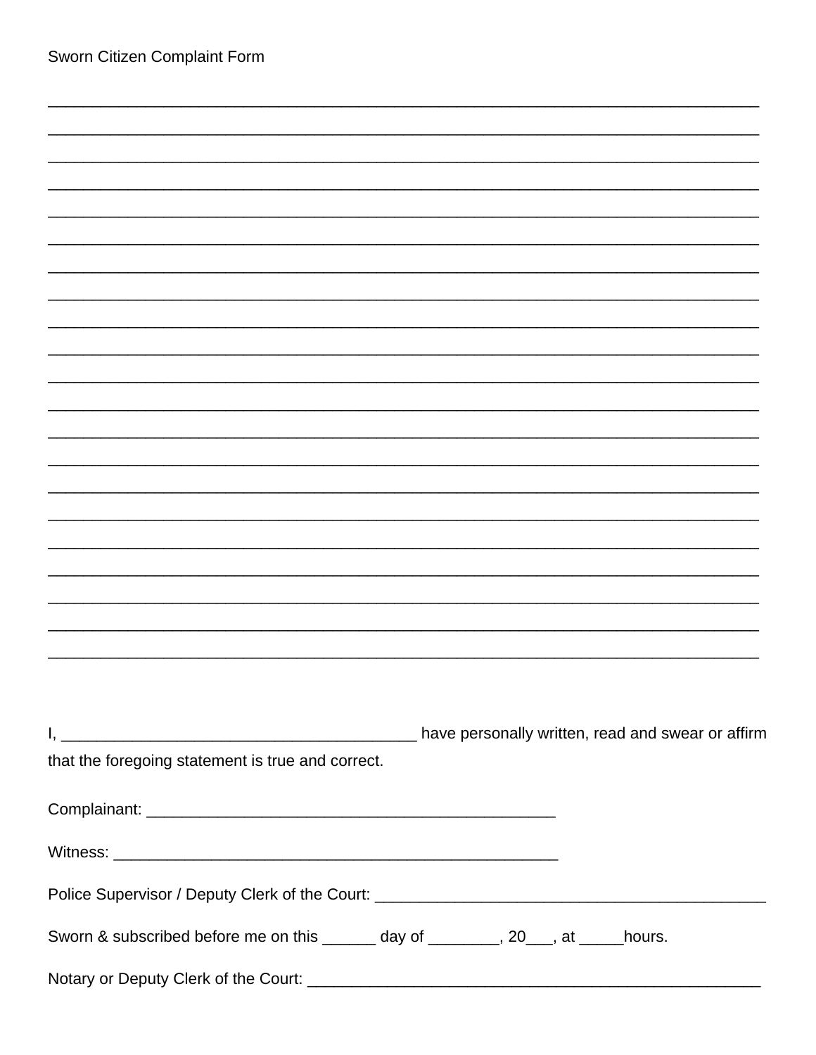Sworn Citizen Complaint Form

_______________________________________________________________________________

_______________________________________________________________________________

_______________________________________________________________________________

_______________________________________________________________________________

_______________________________________________________________________________

_______________________________________________________________________________

_______________________________________________________________________________

_______________________________________________________________________________

_______________________________________________________________________________

_______________________________________________________________________________

_______________________________________________________________________________

_______________________________________________________________________________

_______________________________________________________________________________

_______________________________________________________________________________

_______________________________________________________________________________

_______________________________________________________________________________

_______________________________________________________________________________

_______________________________________________________________________________

_______________________________________________________________________________

_______________________________________________________________________________

_______________________________________________________________________________

I, ________________________________________ have personally written, read and swear or affirm that the foregoing statement is true and correct.

Complainant: ______________________________________________

Witness: ___________________________________________________

Police Supervisor / Deputy Clerk of the Court: ____________________________________________

Sworn & subscribed before me on this ______ day of ________, 20___, at _____hours.

Notary or Deputy Clerk of the Court: ___________________________________________________